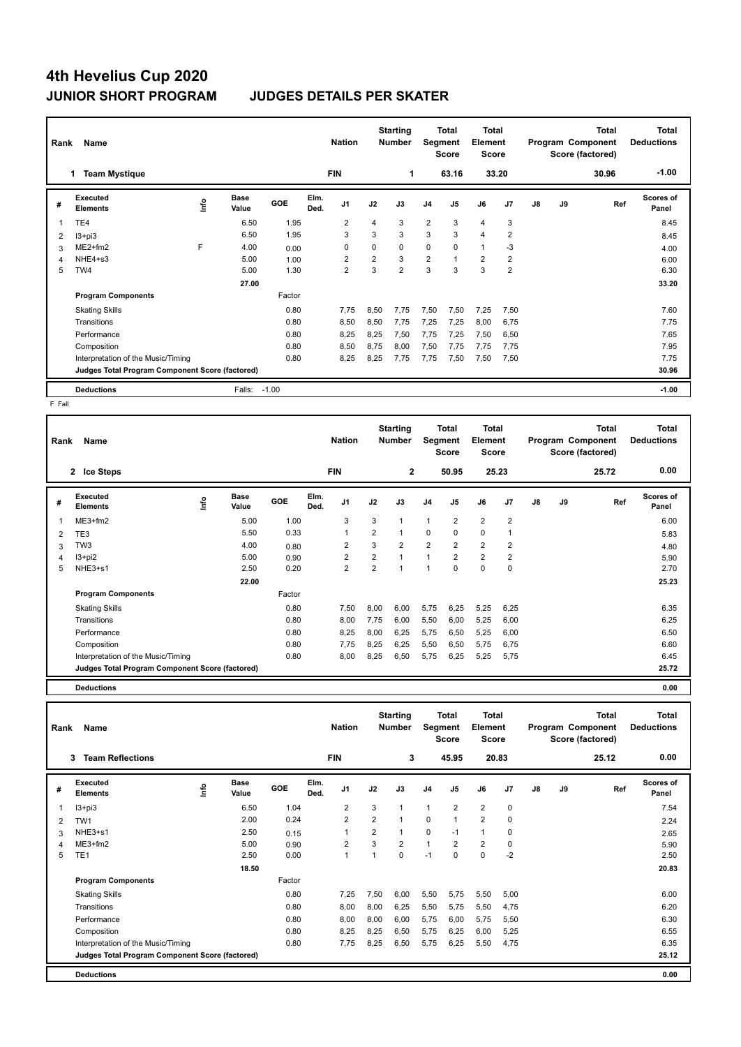# 4th Hevelius Cup 2020

## JUNIOR SHORT PROGRAM JUDGES DETAILS PER SKATER

| Rank | Name | Nation | Starting Number | Total Segment Score | Total Element Score | Total Program Component Score (factored) | Total Deductions |
|---|---|---|---|---|---|---|---|
| 1 | Team Mystique | FIN | 1 | 63.16 | 33.20 | 30.96 | -1.00 |

| # | Executed Elements | Info | Base Value | GOE | Elm. Ded. | J1 | J2 | J3 | J4 | J5 | J6 | J7 | J8 | J9 | Ref | Scores of Panel |
|---|---|---|---|---|---|---|---|---|---|---|---|---|---|---|---|---|
| 1 | TE4 | | 6.50 | 1.95 | | 2 | 4 | 3 | 2 | 3 | 4 | 3 | | | | 8.45 |
| 2 | I3+pi3 | | 6.50 | 1.95 | | 3 | 3 | 3 | 3 | 3 | 4 | 2 | | | | 8.45 |
| 3 | ME2+fm2 | F | 4.00 | 0.00 | | 0 | 0 | 0 | 0 | 0 | 1 | -3 | | | | 4.00 |
| 4 | NHE4+s3 | | 5.00 | 1.00 | | 2 | 2 | 3 | 2 | 1 | 2 | 2 | | | | 6.00 |
| 5 | TW4 | | 5.00 | 1.30 | | 2 | 3 | 2 | 3 | 3 | 3 | 2 | | | | 6.30 |
| | | | 27.00 | | | | | | | | | | | | | 33.20 |
| | **Program Components** | | | Factor | | | | | | | | | | | | |
| | Skating Skills | | | 0.80 | | 7,75 | 8,50 | 7,75 | 7,50 | 7,50 | 7,25 | 7,50 | | | | 7.60 |
| | Transitions | | | 0.80 | | 8,50 | 8,50 | 7,75 | 7,25 | 7,25 | 8,00 | 6,75 | | | | 7.75 |
| | Performance | | | 0.80 | | 8,25 | 8,25 | 7,50 | 7,75 | 7,25 | 7,50 | 6,50 | | | | 7.65 |
| | Composition | | | 0.80 | | 8,50 | 8,75 | 8,00 | 7,50 | 7,75 | 7,75 | 7,75 | | | | 7.95 |
| | Interpretation of the Music/Timing | | | 0.80 | | 8,25 | 8,25 | 7,75 | 7,75 | 7,50 | 7,50 | 7,50 | | | | 7.75 |
| | **Judges Total Program Component Score (factored)** | | | | | | | | | | | | | | | 30.96 |
| | **Deductions** | | Falls: | -1.00 | | | | | | | | | | | | -1.00 |

F Fall

| Rank | Name | Nation | Starting Number | Total Segment Score | Total Element Score | Total Program Component Score (factored) | Total Deductions |
|---|---|---|---|---|---|---|---|
| 2 | Ice Steps | FIN | 2 | 50.95 | 25.23 | 25.72 | 0.00 |

| # | Executed Elements | Info | Base Value | GOE | Elm. Ded. | J1 | J2 | J3 | J4 | J5 | J6 | J7 | J8 | J9 | Ref | Scores of Panel |
|---|---|---|---|---|---|---|---|---|---|---|---|---|---|---|---|---|
| 1 | ME3+fm2 | | 5.00 | 1.00 | | 3 | 3 | 1 | 1 | 2 | 2 | 2 | | | | 6.00 |
| 2 | TE3 | | 5.50 | 0.33 | | 1 | 2 | 1 | 0 | 0 | 0 | 1 | | | | 5.83 |
| 3 | TW3 | | 4.00 | 0.80 | | 2 | 3 | 2 | 2 | 2 | 2 | 2 | | | | 4.80 |
| 4 | I3+pi2 | | 5.00 | 0.90 | | 2 | 2 | 1 | 1 | 2 | 2 | 2 | | | | 5.90 |
| 5 | NHE3+s1 | | 2.50 | 0.20 | | 2 | 2 | 1 | 1 | 0 | 0 | 0 | | | | 2.70 |
| | | | 22.00 | | | | | | | | | | | | | 25.23 |
| | **Program Components** | | | Factor | | | | | | | | | | | | |
| | Skating Skills | | | 0.80 | | 7,50 | 8,00 | 6,00 | 5,75 | 6,25 | 5,25 | 6,25 | | | | 6.35 |
| | Transitions | | | 0.80 | | 8,00 | 7,75 | 6,00 | 5,50 | 6,00 | 5,25 | 6,00 | | | | 6.25 |
| | Performance | | | 0.80 | | 8,25 | 8,00 | 6,25 | 5,75 | 6,50 | 5,25 | 6,00 | | | | 6.50 |
| | Composition | | | 0.80 | | 7,75 | 8,25 | 6,25 | 5,50 | 6,50 | 5,75 | 6,75 | | | | 6.60 |
| | Interpretation of the Music/Timing | | | 0.80 | | 8,00 | 8,25 | 6,50 | 5,75 | 6,25 | 5,25 | 5,75 | | | | 6.45 |
| | **Judges Total Program Component Score (factored)** | | | | | | | | | | | | | | | 25.72 |
| | **Deductions** | | | | | | | | | | | | | | | 0.00 |

| Rank | Name | Nation | Starting Number | Total Segment Score | Total Element Score | Total Program Component Score (factored) | Total Deductions |
|---|---|---|---|---|---|---|---|
| 3 | Team Reflections | FIN | 3 | 45.95 | 20.83 | 25.12 | 0.00 |

| # | Executed Elements | Info | Base Value | GOE | Elm. Ded. | J1 | J2 | J3 | J4 | J5 | J6 | J7 | J8 | J9 | Ref | Scores of Panel |
|---|---|---|---|---|---|---|---|---|---|---|---|---|---|---|---|---|
| 1 | I3+pi3 | | 6.50 | 1.04 | | 2 | 3 | 1 | 1 | 2 | 2 | 0 | | | | 7.54 |
| 2 | TW1 | | 2.00 | 0.24 | | 2 | 2 | 1 | 0 | 1 | 2 | 0 | | | | 2.24 |
| 3 | NHE3+s1 | | 2.50 | 0.15 | | 1 | 2 | 1 | 0 | -1 | 1 | 0 | | | | 2.65 |
| 4 | ME3+fm2 | | 5.00 | 0.90 | | 2 | 3 | 2 | 1 | 2 | 2 | 0 | | | | 5.90 |
| 5 | TE1 | | 2.50 | 0.00 | | 1 | 1 | 0 | -1 | 0 | 0 | -2 | | | | 2.50 |
| | | | 18.50 | | | | | | | | | | | | | 20.83 |
| | **Program Components** | | | Factor | | | | | | | | | | | | |
| | Skating Skills | | | 0.80 | | 7,25 | 7,50 | 6,00 | 5,50 | 5,75 | 5,50 | 5,00 | | | | 6.00 |
| | Transitions | | | 0.80 | | 8,00 | 8,00 | 6,25 | 5,50 | 5,75 | 5,50 | 4,75 | | | | 6.20 |
| | Performance | | | 0.80 | | 8,00 | 8,00 | 6,00 | 5,75 | 6,00 | 5,75 | 5,50 | | | | 6.30 |
| | Composition | | | 0.80 | | 8,25 | 8,25 | 6,50 | 5,75 | 6,25 | 6,00 | 5,25 | | | | 6.55 |
| | Interpretation of the Music/Timing | | | 0.80 | | 7,75 | 8,25 | 6,50 | 5,75 | 6,25 | 5,50 | 4,75 | | | | 6.35 |
| | **Judges Total Program Component Score (factored)** | | | | | | | | | | | | | | | 25.12 |
| | **Deductions** | | | | | | | | | | | | | | | 0.00 |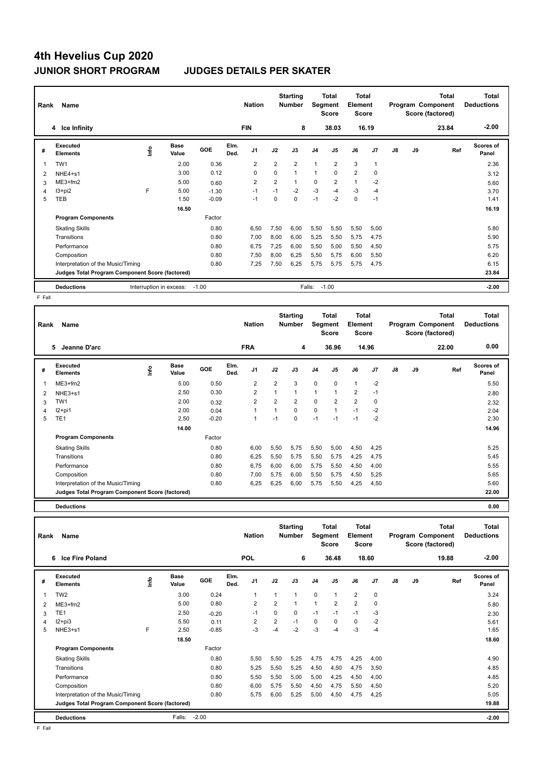# 4th Hevelius Cup 2020

## JUNIOR SHORT PROGRAM JUDGES DETAILS PER SKATER

| Rank | Name | Nation | Starting Number | Total Segment Score | Total Element Score | Total Program Component Score (factored) | Total Deductions |
|---|---|---|---|---|---|---|---|
| 4 | Ice Infinity | FIN | 8 | 38.03 | 16.19 | 23.84 | -2.00 |

| # | Executed Elements | Info | Base Value | GOE | Elm. Ded. | J1 | J2 | J3 | J4 | J5 | J6 | J7 | J8 | J9 | Ref | Scores of Panel |
|---|---|---|---|---|---|---|---|---|---|---|---|---|---|---|---|---|
| 1 | TW1 | | 2.00 | 0.36 | | 2 | 2 | 2 | 1 | 2 | 3 | 1 | | | | 2.36 |
| 2 | NHE4+s1 | | 3.00 | 0.12 | | 0 | 0 | 1 | 1 | 0 | 2 | 0 | | | | 3.12 |
| 3 | ME3+fm2 | | 5.00 | 0.60 | | 2 | 2 | 1 | 0 | 2 | 1 | -2 | | | | 5.60 |
| 4 | I3+pi2 | F | 5.00 | -1.30 | | -1 | -1 | -2 | -3 | -4 | -3 | -4 | | | | 3.70 |
| 5 | TEB | | 1.50 | -0.09 | | -1 | 0 | 0 | -1 | -2 | 0 | -1 | | | | 1.41 |
| | | | 16.50 | | | | | | | | | | | | | 16.19 |
| | **Program Components** | | | Factor | | | | | | | | | | | | |
| | Skating Skills | | | 0.80 | | 6,50 | 7,50 | 6,00 | 5,50 | 5,50 | 5,50 | 5,00 | | | | 5.80 |
| | Transitions | | | 0.80 | | 7,00 | 8,00 | 6,00 | 5,25 | 5,50 | 5,75 | 4,75 | | | | 5.90 |
| | Performance | | | 0.80 | | 6,75 | 7,25 | 6,00 | 5,50 | 5,00 | 5,50 | 4,50 | | | | 5.75 |
| | Composition | | | 0.80 | | 7,50 | 8,00 | 6,25 | 5,50 | 5,75 | 6,00 | 5,50 | | | | 6.20 |
| | Interpretation of the Music/Timing | | | 0.80 | | 7,25 | 7,50 | 6,25 | 5,75 | 5,75 | 5,75 | 4,75 | | | | 6.15 |
| | **Judges Total Program Component Score (factored)** | | | | | | | | | | | | | | | 23.84 |
| | **Deductions** | Interruption in excess: -1.00 | | | | | | Falls: -1.00 | | | | | | | | -2.00 |

F Fall

| Rank | Name | Nation | Starting Number | Total Segment Score | Total Element Score | Total Program Component Score (factored) | Total Deductions |
|---|---|---|---|---|---|---|---|
| 5 | Jeanne D'arc | FRA | 4 | 36.96 | 14.96 | 22.00 | 0.00 |

| # | Executed Elements | Info | Base Value | GOE | Elm. Ded. | J1 | J2 | J3 | J4 | J5 | J6 | J7 | J8 | J9 | Ref | Scores of Panel |
|---|---|---|---|---|---|---|---|---|---|---|---|---|---|---|---|---|
| 1 | ME3+fm2 | | 5.00 | 0.50 | | 2 | 2 | 3 | 0 | 0 | 1 | -2 | | | | 5.50 |
| 2 | NHE3+s1 | | 2.50 | 0.30 | | 2 | 1 | 1 | 1 | 1 | 2 | -1 | | | | 2.80 |
| 3 | TW1 | | 2.00 | 0.32 | | 2 | 2 | 2 | 0 | 2 | 2 | 0 | | | | 2.32 |
| 4 | I2+pi1 | | 2.00 | 0.04 | | 1 | 1 | 0 | 0 | 1 | -1 | -2 | | | | 2.04 |
| 5 | TE1 | | 2.50 | -0.20 | | 1 | -1 | 0 | -1 | -1 | -1 | -2 | | | | 2.30 |
| | | | 14.00 | | | | | | | | | | | | | 14.96 |
| | **Program Components** | | | Factor | | | | | | | | | | | | |
| | Skating Skills | | | 0.80 | | 6,00 | 5,50 | 5,75 | 5,50 | 5,00 | 4,50 | 4,25 | | | | 5.25 |
| | Transitions | | | 0.80 | | 6,25 | 5,50 | 5,75 | 5,50 | 5,75 | 4,25 | 4,75 | | | | 5.45 |
| | Performance | | | 0.80 | | 6,75 | 6,00 | 6,00 | 5,75 | 5,50 | 4,50 | 4,00 | | | | 5.55 |
| | Composition | | | 0.80 | | 7,00 | 5,75 | 6,00 | 5,50 | 5,75 | 4,50 | 5,25 | | | | 5.65 |
| | Interpretation of the Music/Timing | | | 0.80 | | 6,25 | 6,25 | 6,00 | 5,75 | 5,50 | 4,25 | 4,50 | | | | 5.60 |
| | **Judges Total Program Component Score (factored)** | | | | | | | | | | | | | | | 22.00 |
| | **Deductions** | | | | | | | | | | | | | | | 0.00 |

| Rank | Name | Nation | Starting Number | Total Segment Score | Total Element Score | Total Program Component Score (factored) | Total Deductions |
|---|---|---|---|---|---|---|---|
| 6 | Ice Fire Poland | POL | 6 | 36.48 | 18.60 | 19.88 | -2.00 |

| # | Executed Elements | Info | Base Value | GOE | Elm. Ded. | J1 | J2 | J3 | J4 | J5 | J6 | J7 | J8 | J9 | Ref | Scores of Panel |
|---|---|---|---|---|---|---|---|---|---|---|---|---|---|---|---|---|
| 1 | TW2 | | 3.00 | 0.24 | | 1 | 1 | 1 | 0 | 1 | 2 | 0 | | | | 3.24 |
| 2 | ME3+fm2 | | 5.00 | 0.80 | | 2 | 2 | 1 | 1 | 2 | 2 | 0 | | | | 5.80 |
| 3 | TE1 | | 2.50 | -0.20 | | -1 | 0 | 0 | -1 | -1 | -1 | -3 | | | | 2.30 |
| 4 | I2+pi3 | | 5.50 | 0.11 | | 2 | 2 | -1 | 0 | 0 | 0 | -2 | | | | 5.61 |
| 5 | NHE3+s1 | F | 2.50 | -0.85 | | -3 | -4 | -2 | -3 | -4 | -3 | -4 | | | | 1.65 |
| | | | 18.50 | | | | | | | | | | | | | 18.60 |
| | **Program Components** | | | Factor | | | | | | | | | | | | |
| | Skating Skills | | | 0.80 | | 5,50 | 5,50 | 5,25 | 4,75 | 4,75 | 4,25 | 4,00 | | | | 4.90 |
| | Transitions | | | 0.80 | | 5,25 | 5,50 | 5,25 | 4,50 | 4,50 | 4,75 | 3,50 | | | | 4.85 |
| | Performance | | | 0.80 | | 5,50 | 5,50 | 5,00 | 5,00 | 4,25 | 4,50 | 4,00 | | | | 4.85 |
| | Composition | | | 0.80 | | 6,00 | 5,75 | 5,50 | 4,50 | 4,75 | 5,50 | 4,50 | | | | 5.20 |
| | Interpretation of the Music/Timing | | | 0.80 | | 5,75 | 6,00 | 5,25 | 5,00 | 4,50 | 4,75 | 4,25 | | | | 5.05 |
| | **Judges Total Program Component Score (factored)** | | | | | | | | | | | | | | | 19.88 |
| | **Deductions** | Falls: -2.00 | | | | | | | | | | | | | | -2.00 |

F Fall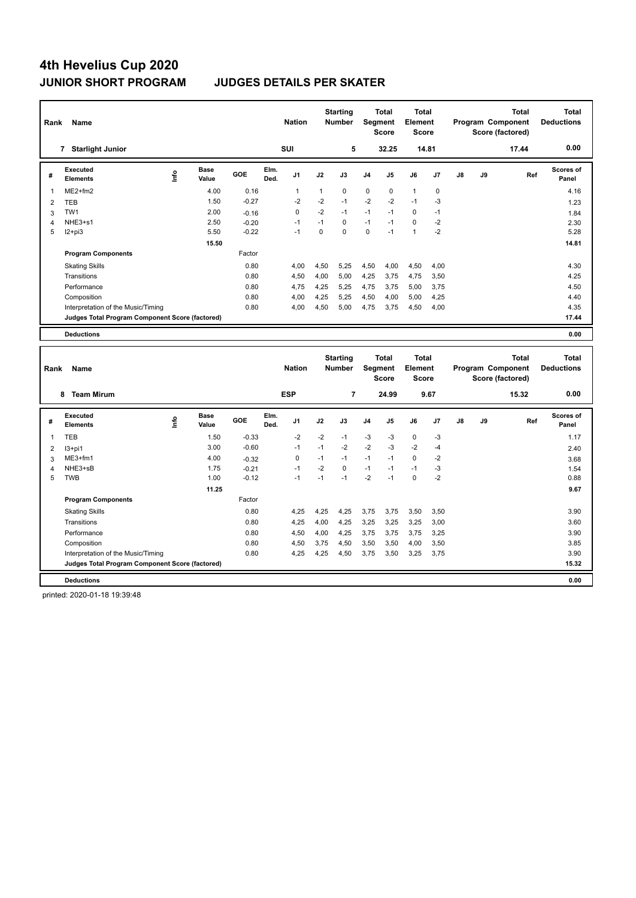# 4th Hevelius Cup 2020

## JUNIOR SHORT PROGRAM JUDGES DETAILS PER SKATER

| Rank | Name | Nation | Starting Number | Total Segment Score | Total Element Score | Total Program Component Score (factored) | Total Deductions |
|---|---|---|---|---|---|---|---|
| 7 | Starlight Junior | SUI | 5 | 32.25 | 14.81 | 17.44 | 0.00 |

| # | Executed Elements | Info | Base Value | GOE | Elm. Ded. | J1 | J2 | J3 | J4 | J5 | J6 | J7 | J8 | J9 | Ref | Scores of Panel |
|---|---|---|---|---|---|---|---|---|---|---|---|---|---|---|---|---|
| 1 | ME2+fm2 | | 4.00 | 0.16 | | 1 | 1 | 0 | 0 | 0 | 1 | 0 | | | | 4.16 |
| 2 | TEB | | 1.50 | -0.27 | | -2 | -2 | -1 | -2 | -2 | -1 | -3 | | | | 1.23 |
| 3 | TW1 | | 2.00 | -0.16 | | 0 | -2 | -1 | -1 | -1 | 0 | -1 | | | | 1.84 |
| 4 | NHE3+s1 | | 2.50 | -0.20 | | -1 | -1 | 0 | -1 | -1 | 0 | -2 | | | | 2.30 |
| 5 | I2+pi3 | | 5.50 | -0.22 | | -1 | 0 | 0 | 0 | -1 | 1 | -2 | | | | 5.28 |
| | | | 15.50 | | | | | | | | | | | | | 14.81 |
| | **Program Components** | | | Factor | | | | | | | | | | | | |
| | Skating Skills | | | 0.80 | | 4,00 | 4,50 | 5,25 | 4,50 | 4,00 | 4,50 | 4,00 | | | | 4.30 |
| | Transitions | | | 0.80 | | 4,50 | 4,00 | 5,00 | 4,25 | 3,75 | 4,75 | 3,50 | | | | 4.25 |
| | Performance | | | 0.80 | | 4,75 | 4,25 | 5,25 | 4,75 | 3,75 | 5,00 | 3,75 | | | | 4.50 |
| | Composition | | | 0.80 | | 4,00 | 4,25 | 5,25 | 4,50 | 4,00 | 5,00 | 4,25 | | | | 4.40 |
| | Interpretation of the Music/Timing | | | 0.80 | | 4,00 | 4,50 | 5,00 | 4,75 | 3,75 | 4,50 | 4,00 | | | | 4.35 |
| | **Judges Total Program Component Score (factored)** | | | | | | | | | | | | | | | 17.44 |
| | **Deductions** | | | | | | | | | | | | | | | 0.00 |

| Rank | Name | Nation | Starting Number | Total Segment Score | Total Element Score | Total Program Component Score (factored) | Total Deductions |
|---|---|---|---|---|---|---|---|
| 8 | Team Mirum | ESP | 7 | 24.99 | 9.67 | 15.32 | 0.00 |

| # | Executed Elements | Info | Base Value | GOE | Elm. Ded. | J1 | J2 | J3 | J4 | J5 | J6 | J7 | J8 | J9 | Ref | Scores of Panel |
|---|---|---|---|---|---|---|---|---|---|---|---|---|---|---|---|---|
| 1 | TEB | | 1.50 | -0.33 | | -2 | -2 | -1 | -3 | -3 | 0 | -3 | | | | 1.17 |
| 2 | I3+pi1 | | 3.00 | -0.60 | | -1 | -1 | -2 | -2 | -3 | -2 | -4 | | | | 2.40 |
| 3 | ME3+fm1 | | 4.00 | -0.32 | | 0 | -1 | -1 | -1 | -1 | 0 | -2 | | | | 3.68 |
| 4 | NHE3+sB | | 1.75 | -0.21 | | -1 | -2 | 0 | -1 | -1 | -1 | -3 | | | | 1.54 |
| 5 | TWB | | 1.00 | -0.12 | | -1 | -1 | -1 | -2 | -1 | 0 | -2 | | | | 0.88 |
| | | | 11.25 | | | | | | | | | | | | | 9.67 |
| | **Program Components** | | | Factor | | | | | | | | | | | | |
| | Skating Skills | | | 0.80 | | 4,25 | 4,25 | 4,25 | 3,75 | 3,75 | 3,50 | 3,50 | | | | 3.90 |
| | Transitions | | | 0.80 | | 4,25 | 4,00 | 4,25 | 3,25 | 3,25 | 3,25 | 3,00 | | | | 3.60 |
| | Performance | | | 0.80 | | 4,50 | 4,00 | 4,25 | 3,75 | 3,75 | 3,75 | 3,25 | | | | 3.90 |
| | Composition | | | 0.80 | | 4,50 | 3,75 | 4,50 | 3,50 | 3,50 | 4,00 | 3,50 | | | | 3.85 |
| | Interpretation of the Music/Timing | | | 0.80 | | 4,25 | 4,25 | 4,50 | 3,75 | 3,50 | 3,25 | 3,75 | | | | 3.90 |
| | **Judges Total Program Component Score (factored)** | | | | | | | | | | | | | | | 15.32 |
| | **Deductions** | | | | | | | | | | | | | | | 0.00 |

printed: 2020-01-18 19:39:48